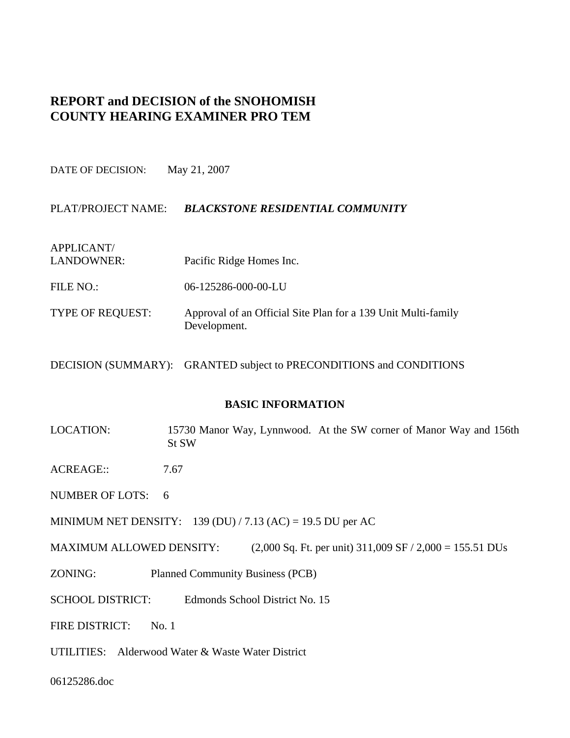# REPORT and DECISION of the SNOHOMISH COUNTY HEARING EXAMINER PRO TEM

DATE OF DECISION: May 21, 2007

PLAT/PROJECT NAME: ***BLACKSTONE RESIDENTIAL COMMUNITY***

APPLICANT/
LANDOWNER: Pacific Ridge Homes Inc.

FILE NO.: 06-125286-000-00-LU

TYPE OF REQUEST: Approval of an Official Site Plan for a 139 Unit Multi-family Development.

DECISION (SUMMARY): GRANTED subject to PRECONDITIONS and CONDITIONS

## BASIC INFORMATION

LOCATION: 15730 Manor Way, Lynnwood. At the SW corner of Manor Way and 156th St SW

ACREAGE:: 7.67

NUMBER OF LOTS: 6

MINIMUM NET DENSITY: 139 (DU) / 7.13 (AC) = 19.5 DU per AC

MAXIMUM ALLOWED DENSITY: (2,000 Sq. Ft. per unit) 311,009 SF / 2,000 = 155.51 DUs

ZONING: Planned Community Business (PCB)

SCHOOL DISTRICT: Edmonds School District No. 15

FIRE DISTRICT: No. 1

UTILITIES: Alderwood Water & Waste Water District

06125286.doc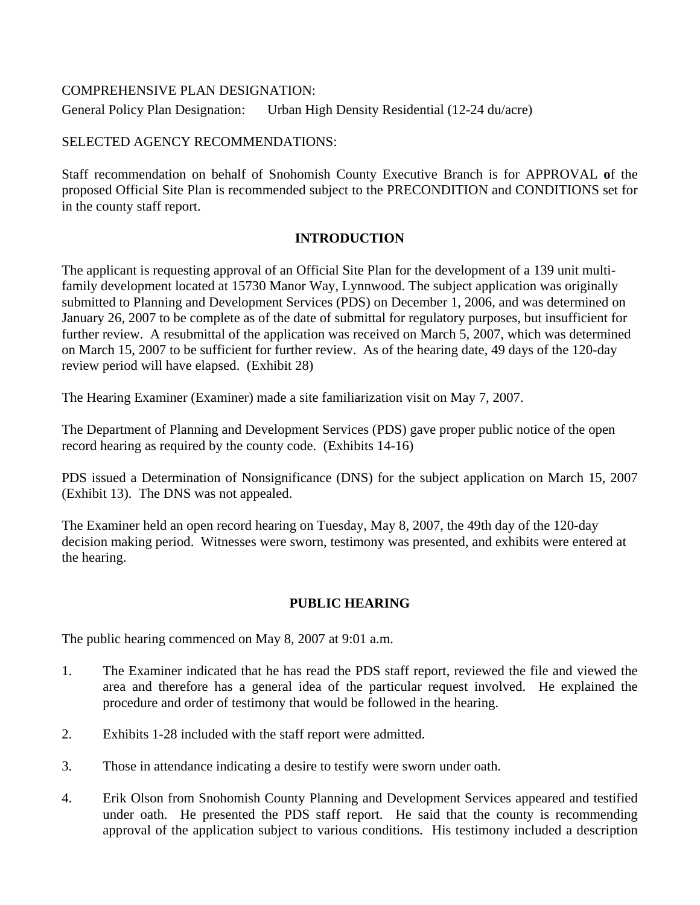COMPREHENSIVE PLAN DESIGNATION:

General Policy Plan Designation: Urban High Density Residential (12-24 du/acre)

SELECTED AGENCY RECOMMENDATIONS:

Staff recommendation on behalf of Snohomish County Executive Branch is for APPROVAL **o**f the proposed Official Site Plan is recommended subject to the PRECONDITION and CONDITIONS set for in the county staff report.

## INTRODUCTION

The applicant is requesting approval of an Official Site Plan for the development of a 139 unit multi-family development located at 15730 Manor Way, Lynnwood. The subject application was originally submitted to Planning and Development Services (PDS) on December 1, 2006, and was determined on January 26, 2007 to be complete as of the date of submittal for regulatory purposes, but insufficient for further review. A resubmittal of the application was received on March 5, 2007, which was determined on March 15, 2007 to be sufficient for further review. As of the hearing date, 49 days of the 120-day review period will have elapsed. (Exhibit 28)

The Hearing Examiner (Examiner) made a site familiarization visit on May 7, 2007.

The Department of Planning and Development Services (PDS) gave proper public notice of the open record hearing as required by the county code. (Exhibits 14-16)

PDS issued a Determination of Nonsignificance (DNS) for the subject application on March 15, 2007 (Exhibit 13). The DNS was not appealed.

The Examiner held an open record hearing on Tuesday, May 8, 2007, the 49th day of the 120-day decision making period. Witnesses were sworn, testimony was presented, and exhibits were entered at the hearing.

## PUBLIC HEARING

The public hearing commenced on May 8, 2007 at 9:01 a.m.

1. The Examiner indicated that he has read the PDS staff report, reviewed the file and viewed the area and therefore has a general idea of the particular request involved. He explained the procedure and order of testimony that would be followed in the hearing.

2. Exhibits 1-28 included with the staff report were admitted.

3. Those in attendance indicating a desire to testify were sworn under oath.

4. Erik Olson from Snohomish County Planning and Development Services appeared and testified under oath. He presented the PDS staff report. He said that the county is recommending approval of the application subject to various conditions. His testimony included a description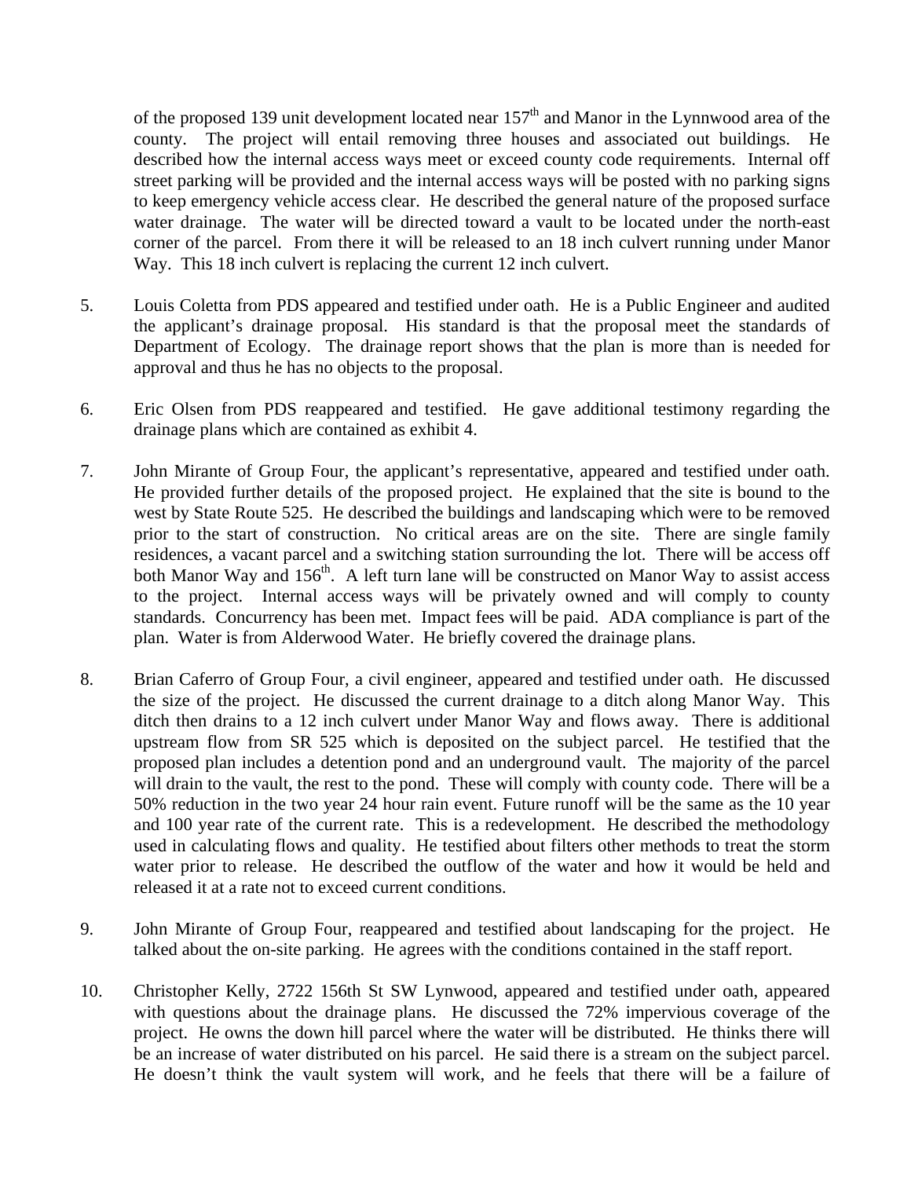of the proposed 139 unit development located near 157th and Manor in the Lynnwood area of the county. The project will entail removing three houses and associated out buildings. He described how the internal access ways meet or exceed county code requirements. Internal off street parking will be provided and the internal access ways will be posted with no parking signs to keep emergency vehicle access clear. He described the general nature of the proposed surface water drainage. The water will be directed toward a vault to be located under the north-east corner of the parcel. From there it will be released to an 18 inch culvert running under Manor Way. This 18 inch culvert is replacing the current 12 inch culvert.

5. Louis Coletta from PDS appeared and testified under oath. He is a Public Engineer and audited the applicant's drainage proposal. His standard is that the proposal meet the standards of Department of Ecology. The drainage report shows that the plan is more than is needed for approval and thus he has no objects to the proposal.

6. Eric Olsen from PDS reappeared and testified. He gave additional testimony regarding the drainage plans which are contained as exhibit 4.

7. John Mirante of Group Four, the applicant's representative, appeared and testified under oath. He provided further details of the proposed project. He explained that the site is bound to the west by State Route 525. He described the buildings and landscaping which were to be removed prior to the start of construction. No critical areas are on the site. There are single family residences, a vacant parcel and a switching station surrounding the lot. There will be access off both Manor Way and 156th. A left turn lane will be constructed on Manor Way to assist access to the project. Internal access ways will be privately owned and will comply to county standards. Concurrency has been met. Impact fees will be paid. ADA compliance is part of the plan. Water is from Alderwood Water. He briefly covered the drainage plans.

8. Brian Caferro of Group Four, a civil engineer, appeared and testified under oath. He discussed the size of the project. He discussed the current drainage to a ditch along Manor Way. This ditch then drains to a 12 inch culvert under Manor Way and flows away. There is additional upstream flow from SR 525 which is deposited on the subject parcel. He testified that the proposed plan includes a detention pond and an underground vault. The majority of the parcel will drain to the vault, the rest to the pond. These will comply with county code. There will be a 50% reduction in the two year 24 hour rain event. Future runoff will be the same as the 10 year and 100 year rate of the current rate. This is a redevelopment. He described the methodology used in calculating flows and quality. He testified about filters other methods to treat the storm water prior to release. He described the outflow of the water and how it would be held and released it at a rate not to exceed current conditions.

9. John Mirante of Group Four, reappeared and testified about landscaping for the project. He talked about the on-site parking. He agrees with the conditions contained in the staff report.

10. Christopher Kelly, 2722 156th St SW Lynwood, appeared and testified under oath, appeared with questions about the drainage plans. He discussed the 72% impervious coverage of the project. He owns the down hill parcel where the water will be distributed. He thinks there will be an increase of water distributed on his parcel. He said there is a stream on the subject parcel. He doesn't think the vault system will work, and he feels that there will be a failure of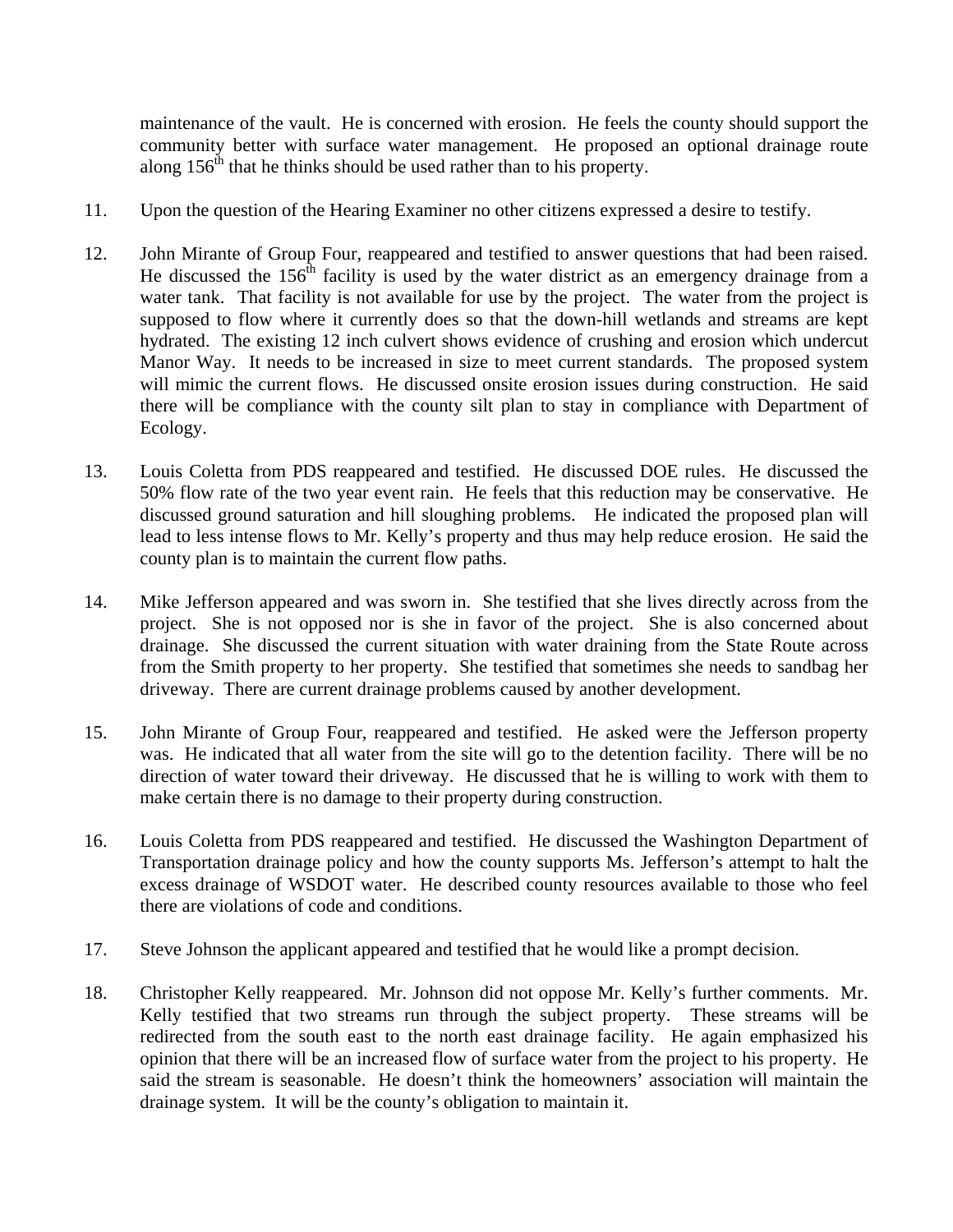maintenance of the vault. He is concerned with erosion. He feels the county should support the community better with surface water management. He proposed an optional drainage route along 156th that he thinks should be used rather than to his property.

11. Upon the question of the Hearing Examiner no other citizens expressed a desire to testify.

12. John Mirante of Group Four, reappeared and testified to answer questions that had been raised. He discussed the 156th facility is used by the water district as an emergency drainage from a water tank. That facility is not available for use by the project. The water from the project is supposed to flow where it currently does so that the down-hill wetlands and streams are kept hydrated. The existing 12 inch culvert shows evidence of crushing and erosion which undercut Manor Way. It needs to be increased in size to meet current standards. The proposed system will mimic the current flows. He discussed onsite erosion issues during construction. He said there will be compliance with the county silt plan to stay in compliance with Department of Ecology.

13. Louis Coletta from PDS reappeared and testified. He discussed DOE rules. He discussed the 50% flow rate of the two year event rain. He feels that this reduction may be conservative. He discussed ground saturation and hill sloughing problems. He indicated the proposed plan will lead to less intense flows to Mr. Kelly's property and thus may help reduce erosion. He said the county plan is to maintain the current flow paths.

14. Mike Jefferson appeared and was sworn in. She testified that she lives directly across from the project. She is not opposed nor is she in favor of the project. She is also concerned about drainage. She discussed the current situation with water draining from the State Route across from the Smith property to her property. She testified that sometimes she needs to sandbag her driveway. There are current drainage problems caused by another development.

15. John Mirante of Group Four, reappeared and testified. He asked were the Jefferson property was. He indicated that all water from the site will go to the detention facility. There will be no direction of water toward their driveway. He discussed that he is willing to work with them to make certain there is no damage to their property during construction.

16. Louis Coletta from PDS reappeared and testified. He discussed the Washington Department of Transportation drainage policy and how the county supports Ms. Jefferson's attempt to halt the excess drainage of WSDOT water. He described county resources available to those who feel there are violations of code and conditions.

17. Steve Johnson the applicant appeared and testified that he would like a prompt decision.

18. Christopher Kelly reappeared. Mr. Johnson did not oppose Mr. Kelly's further comments. Mr. Kelly testified that two streams run through the subject property. These streams will be redirected from the south east to the north east drainage facility. He again emphasized his opinion that there will be an increased flow of surface water from the project to his property. He said the stream is seasonable. He doesn't think the homeowners' association will maintain the drainage system. It will be the county's obligation to maintain it.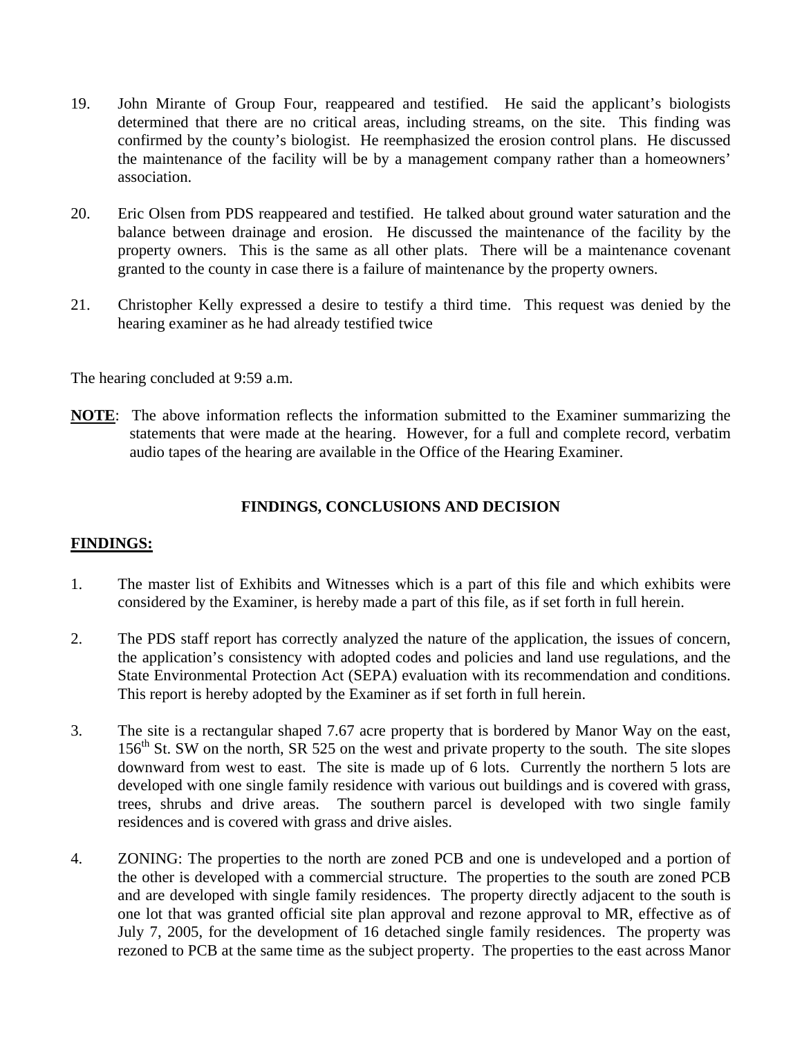19. John Mirante of Group Four, reappeared and testified. He said the applicant's biologists determined that there are no critical areas, including streams, on the site. This finding was confirmed by the county's biologist. He reemphasized the erosion control plans. He discussed the maintenance of the facility will be by a management company rather than a homeowners' association.

20. Eric Olsen from PDS reappeared and testified. He talked about ground water saturation and the balance between drainage and erosion. He discussed the maintenance of the facility by the property owners. This is the same as all other plats. There will be a maintenance covenant granted to the county in case there is a failure of maintenance by the property owners.

21. Christopher Kelly expressed a desire to testify a third time. This request was denied by the hearing examiner as he had already testified twice

The hearing concluded at 9:59 a.m.

**NOTE**: The above information reflects the information submitted to the Examiner summarizing the statements that were made at the hearing. However, for a full and complete record, verbatim audio tapes of the hearing are available in the Office of the Hearing Examiner.

## FINDINGS, CONCLUSIONS AND DECISION

**FINDINGS:**

1. The master list of Exhibits and Witnesses which is a part of this file and which exhibits were considered by the Examiner, is hereby made a part of this file, as if set forth in full herein.

2. The PDS staff report has correctly analyzed the nature of the application, the issues of concern, the application's consistency with adopted codes and policies and land use regulations, and the State Environmental Protection Act (SEPA) evaluation with its recommendation and conditions. This report is hereby adopted by the Examiner as if set forth in full herein.

3. The site is a rectangular shaped 7.67 acre property that is bordered by Manor Way on the east, 156th St. SW on the north, SR 525 on the west and private property to the south. The site slopes downward from west to east. The site is made up of 6 lots. Currently the northern 5 lots are developed with one single family residence with various out buildings and is covered with grass, trees, shrubs and drive areas. The southern parcel is developed with two single family residences and is covered with grass and drive aisles.

4. ZONING: The properties to the north are zoned PCB and one is undeveloped and a portion of the other is developed with a commercial structure. The properties to the south are zoned PCB and are developed with single family residences. The property directly adjacent to the south is one lot that was granted official site plan approval and rezone approval to MR, effective as of July 7, 2005, for the development of 16 detached single family residences. The property was rezoned to PCB at the same time as the subject property. The properties to the east across Manor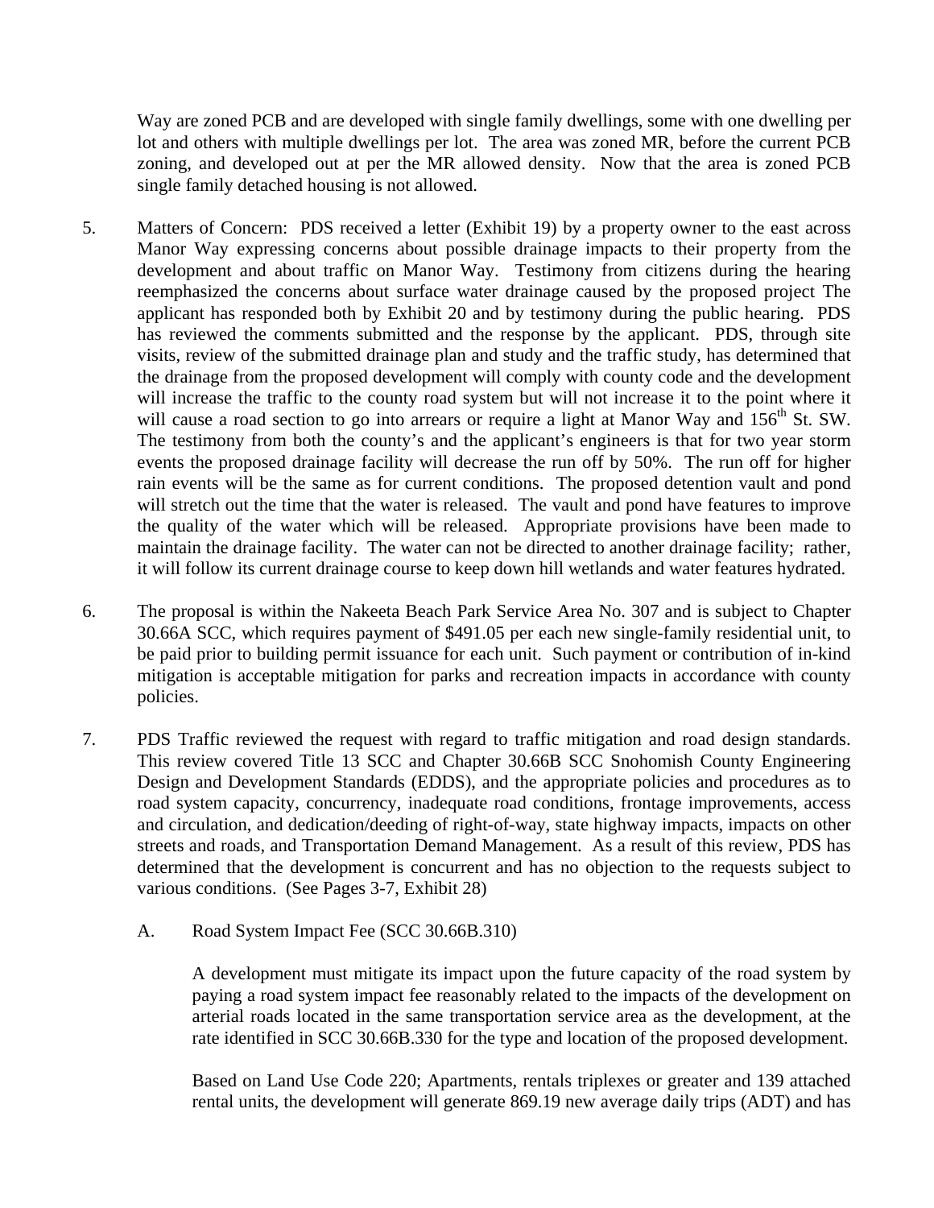Way are zoned PCB and are developed with single family dwellings, some with one dwelling per lot and others with multiple dwellings per lot. The area was zoned MR, before the current PCB zoning, and developed out at per the MR allowed density. Now that the area is zoned PCB single family detached housing is not allowed.

5. Matters of Concern: PDS received a letter (Exhibit 19) by a property owner to the east across Manor Way expressing concerns about possible drainage impacts to their property from the development and about traffic on Manor Way. Testimony from citizens during the hearing reemphasized the concerns about surface water drainage caused by the proposed project The applicant has responded both by Exhibit 20 and by testimony during the public hearing. PDS has reviewed the comments submitted and the response by the applicant. PDS, through site visits, review of the submitted drainage plan and study and the traffic study, has determined that the drainage from the proposed development will comply with county code and the development will increase the traffic to the county road system but will not increase it to the point where it will cause a road section to go into arrears or require a light at Manor Way and 156th St. SW. The testimony from both the county's and the applicant's engineers is that for two year storm events the proposed drainage facility will decrease the run off by 50%. The run off for higher rain events will be the same as for current conditions. The proposed detention vault and pond will stretch out the time that the water is released. The vault and pond have features to improve the quality of the water which will be released. Appropriate provisions have been made to maintain the drainage facility. The water can not be directed to another drainage facility; rather, it will follow its current drainage course to keep down hill wetlands and water features hydrated.

6. The proposal is within the Nakeeta Beach Park Service Area No. 307 and is subject to Chapter 30.66A SCC, which requires payment of $491.05 per each new single-family residential unit, to be paid prior to building permit issuance for each unit. Such payment or contribution of in-kind mitigation is acceptable mitigation for parks and recreation impacts in accordance with county policies.

7. PDS Traffic reviewed the request with regard to traffic mitigation and road design standards. This review covered Title 13 SCC and Chapter 30.66B SCC Snohomish County Engineering Design and Development Standards (EDDS), and the appropriate policies and procedures as to road system capacity, concurrency, inadequate road conditions, frontage improvements, access and circulation, and dedication/deeding of right-of-way, state highway impacts, impacts on other streets and roads, and Transportation Demand Management. As a result of this review, PDS has determined that the development is concurrent and has no objection to the requests subject to various conditions. (See Pages 3-7, Exhibit 28)

   A. Road System Impact Fee (SCC 30.66B.310)

      A development must mitigate its impact upon the future capacity of the road system by paying a road system impact fee reasonably related to the impacts of the development on arterial roads located in the same transportation service area as the development, at the rate identified in SCC 30.66B.330 for the type and location of the proposed development.

      Based on Land Use Code 220; Apartments, rentals triplexes or greater and 139 attached rental units, the development will generate 869.19 new average daily trips (ADT) and has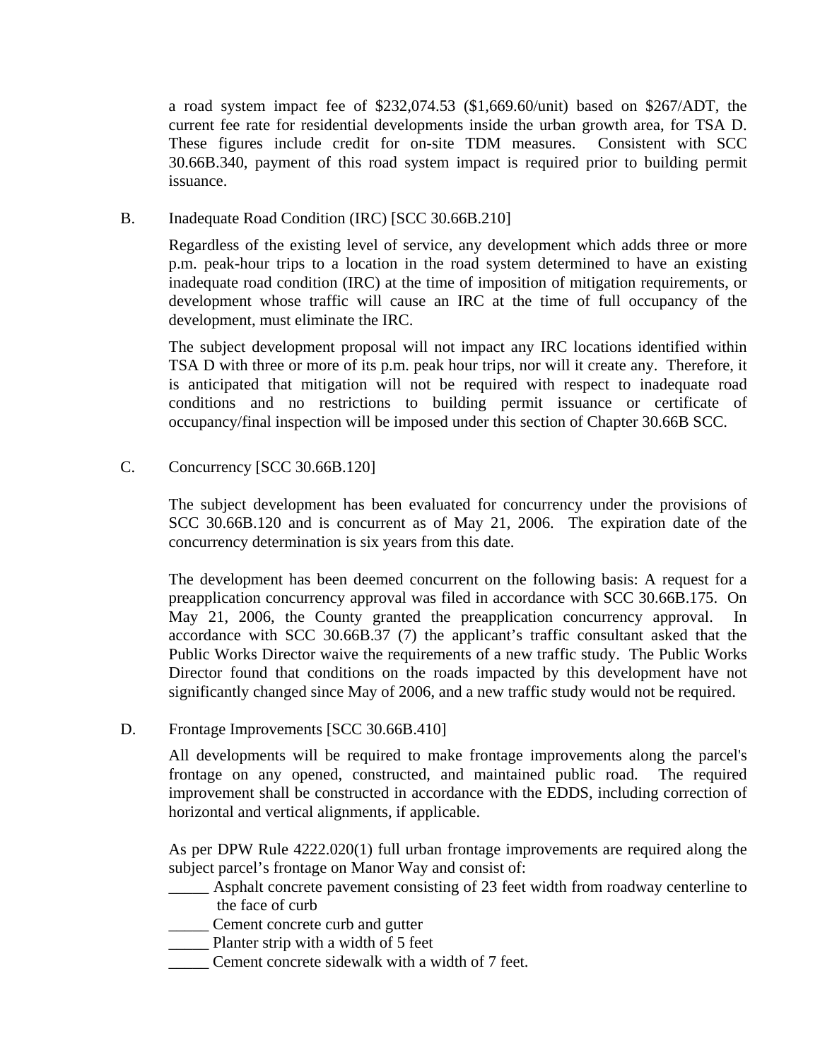a road system impact fee of $232,074.53 ($1,669.60/unit) based on $267/ADT, the current fee rate for residential developments inside the urban growth area, for TSA D. These figures include credit for on-site TDM measures. Consistent with SCC 30.66B.340, payment of this road system impact is required prior to building permit issuance.

B. Inadequate Road Condition (IRC) [SCC 30.66B.210]

Regardless of the existing level of service, any development which adds three or more p.m. peak-hour trips to a location in the road system determined to have an existing inadequate road condition (IRC) at the time of imposition of mitigation requirements, or development whose traffic will cause an IRC at the time of full occupancy of the development, must eliminate the IRC.

The subject development proposal will not impact any IRC locations identified within TSA D with three or more of its p.m. peak hour trips, nor will it create any. Therefore, it is anticipated that mitigation will not be required with respect to inadequate road conditions and no restrictions to building permit issuance or certificate of occupancy/final inspection will be imposed under this section of Chapter 30.66B SCC.

C. Concurrency [SCC 30.66B.120]

The subject development has been evaluated for concurrency under the provisions of SCC 30.66B.120 and is concurrent as of May 21, 2006. The expiration date of the concurrency determination is six years from this date.

The development has been deemed concurrent on the following basis: A request for a preapplication concurrency approval was filed in accordance with SCC 30.66B.175. On May 21, 2006, the County granted the preapplication concurrency approval. In accordance with SCC 30.66B.37 (7) the applicant's traffic consultant asked that the Public Works Director waive the requirements of a new traffic study. The Public Works Director found that conditions on the roads impacted by this development have not significantly changed since May of 2006, and a new traffic study would not be required.

D. Frontage Improvements [SCC 30.66B.410]

All developments will be required to make frontage improvements along the parcel's frontage on any opened, constructed, and maintained public road. The required improvement shall be constructed in accordance with the EDDS, including correction of horizontal and vertical alignments, if applicable.

As per DPW Rule 4222.020(1) full urban frontage improvements are required along the subject parcel's frontage on Manor Way and consist of:

_____ Asphalt concrete pavement consisting of 23 feet width from roadway centerline to the face of curb
_____ Cement concrete curb and gutter
_____ Planter strip with a width of 5 feet
_____ Cement concrete sidewalk with a width of 7 feet.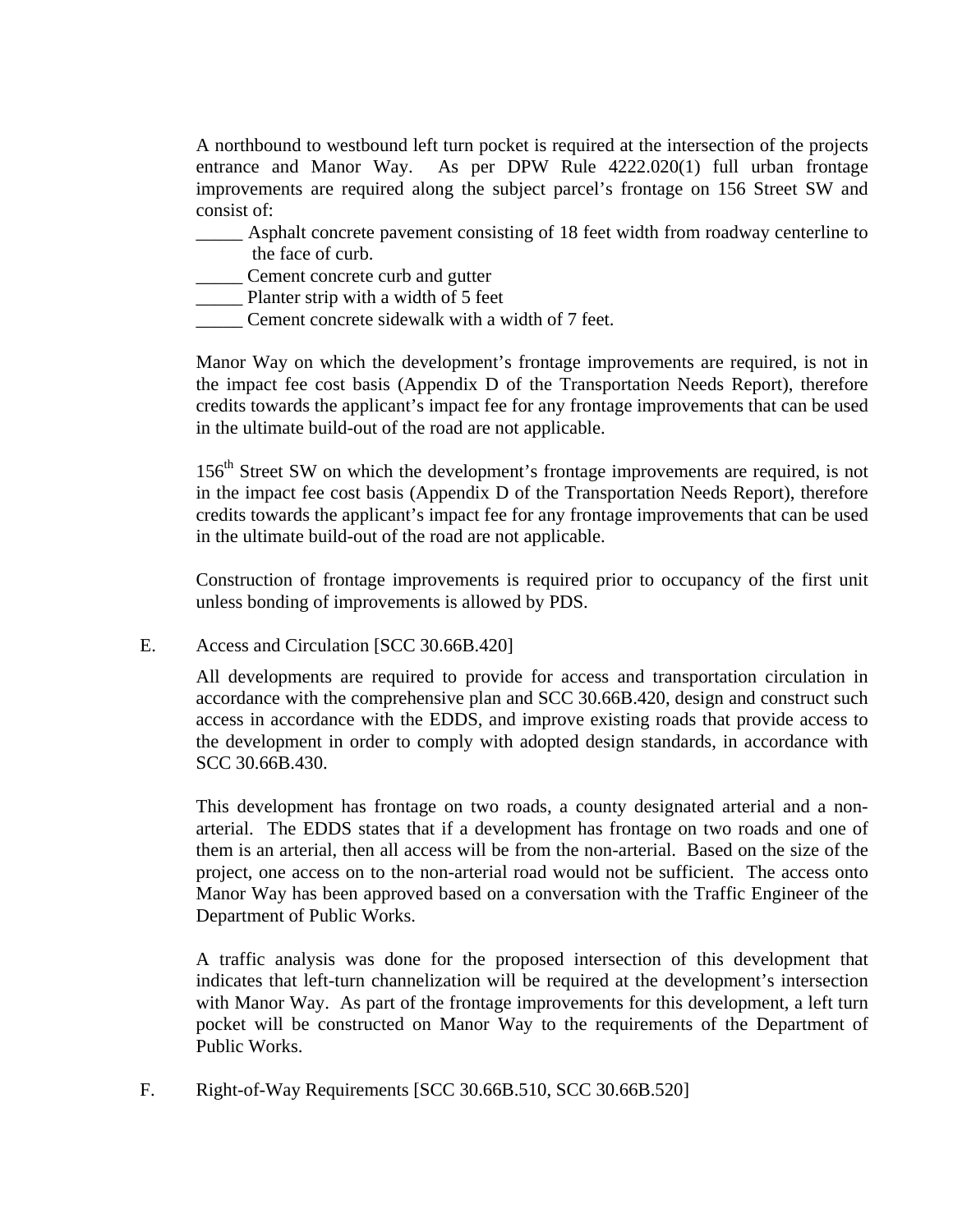A northbound to westbound left turn pocket is required at the intersection of the projects entrance and Manor Way. As per DPW Rule 4222.020(1) full urban frontage improvements are required along the subject parcel's frontage on 156 Street SW and consist of:

_____ Asphalt concrete pavement consisting of 18 feet width from roadway centerline to the face of curb.
_____ Cement concrete curb and gutter
_____ Planter strip with a width of 5 feet
_____ Cement concrete sidewalk with a width of 7 feet.

Manor Way on which the development's frontage improvements are required, is not in the impact fee cost basis (Appendix D of the Transportation Needs Report), therefore credits towards the applicant's impact fee for any frontage improvements that can be used in the ultimate build-out of the road are not applicable.

156th Street SW on which the development's frontage improvements are required, is not in the impact fee cost basis (Appendix D of the Transportation Needs Report), therefore credits towards the applicant's impact fee for any frontage improvements that can be used in the ultimate build-out of the road are not applicable.

Construction of frontage improvements is required prior to occupancy of the first unit unless bonding of improvements is allowed by PDS.

E. Access and Circulation [SCC 30.66B.420]

All developments are required to provide for access and transportation circulation in accordance with the comprehensive plan and SCC 30.66B.420, design and construct such access in accordance with the EDDS, and improve existing roads that provide access to the development in order to comply with adopted design standards, in accordance with SCC 30.66B.430.

This development has frontage on two roads, a county designated arterial and a non-arterial. The EDDS states that if a development has frontage on two roads and one of them is an arterial, then all access will be from the non-arterial. Based on the size of the project, one access on to the non-arterial road would not be sufficient. The access onto Manor Way has been approved based on a conversation with the Traffic Engineer of the Department of Public Works.

A traffic analysis was done for the proposed intersection of this development that indicates that left-turn channelization will be required at the development's intersection with Manor Way. As part of the frontage improvements for this development, a left turn pocket will be constructed on Manor Way to the requirements of the Department of Public Works.

F. Right-of-Way Requirements [SCC 30.66B.510, SCC 30.66B.520]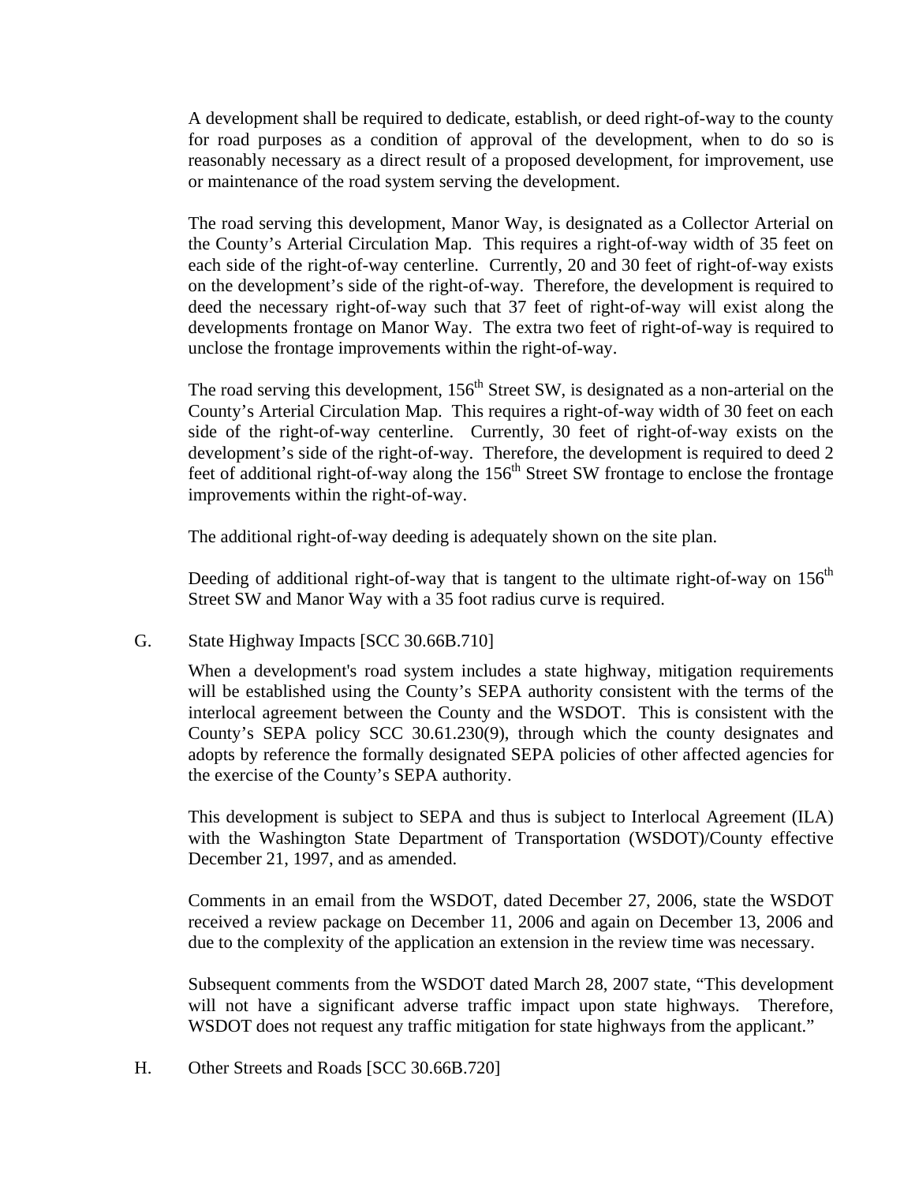A development shall be required to dedicate, establish, or deed right-of-way to the county for road purposes as a condition of approval of the development, when to do so is reasonably necessary as a direct result of a proposed development, for improvement, use or maintenance of the road system serving the development.

The road serving this development, Manor Way, is designated as a Collector Arterial on the County's Arterial Circulation Map. This requires a right-of-way width of 35 feet on each side of the right-of-way centerline. Currently, 20 and 30 feet of right-of-way exists on the development's side of the right-of-way. Therefore, the development is required to deed the necessary right-of-way such that 37 feet of right-of-way will exist along the developments frontage on Manor Way. The extra two feet of right-of-way is required to unclose the frontage improvements within the right-of-way.

The road serving this development, 156th Street SW, is designated as a non-arterial on the County's Arterial Circulation Map. This requires a right-of-way width of 30 feet on each side of the right-of-way centerline. Currently, 30 feet of right-of-way exists on the development's side of the right-of-way. Therefore, the development is required to deed 2 feet of additional right-of-way along the 156th Street SW frontage to enclose the frontage improvements within the right-of-way.

The additional right-of-way deeding is adequately shown on the site plan.

Deeding of additional right-of-way that is tangent to the ultimate right-of-way on 156th Street SW and Manor Way with a 35 foot radius curve is required.

G. State Highway Impacts [SCC 30.66B.710]

When a development's road system includes a state highway, mitigation requirements will be established using the County's SEPA authority consistent with the terms of the interlocal agreement between the County and the WSDOT. This is consistent with the County's SEPA policy SCC 30.61.230(9), through which the county designates and adopts by reference the formally designated SEPA policies of other affected agencies for the exercise of the County's SEPA authority.

This development is subject to SEPA and thus is subject to Interlocal Agreement (ILA) with the Washington State Department of Transportation (WSDOT)/County effective December 21, 1997, and as amended.

Comments in an email from the WSDOT, dated December 27, 2006, state the WSDOT received a review package on December 11, 2006 and again on December 13, 2006 and due to the complexity of the application an extension in the review time was necessary.

Subsequent comments from the WSDOT dated March 28, 2007 state, "This development will not have a significant adverse traffic impact upon state highways. Therefore, WSDOT does not request any traffic mitigation for state highways from the applicant."

H. Other Streets and Roads [SCC 30.66B.720]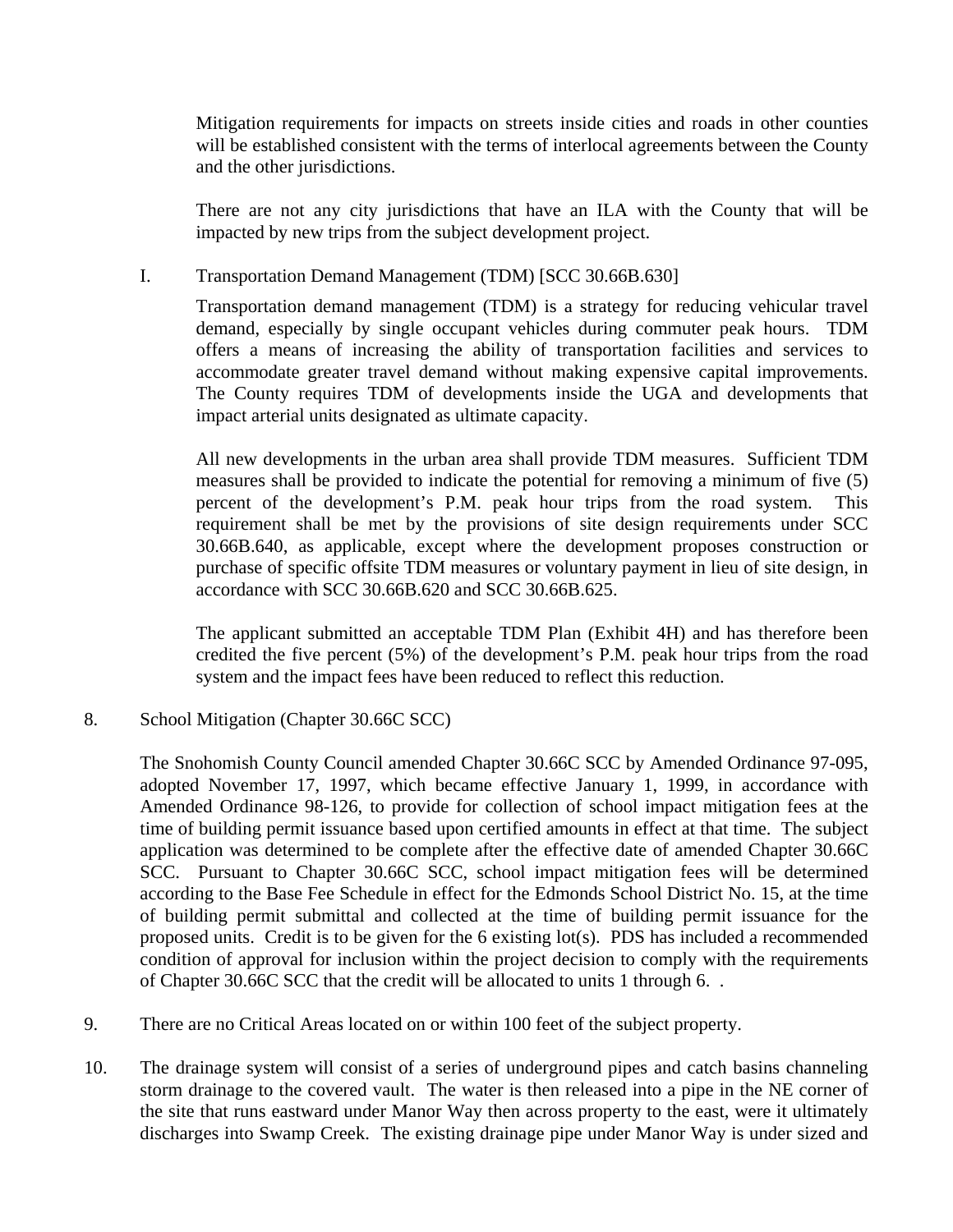Mitigation requirements for impacts on streets inside cities and roads in other counties will be established consistent with the terms of interlocal agreements between the County and the other jurisdictions.

There are not any city jurisdictions that have an ILA with the County that will be impacted by new trips from the subject development project.

I. Transportation Demand Management (TDM) [SCC 30.66B.630]

Transportation demand management (TDM) is a strategy for reducing vehicular travel demand, especially by single occupant vehicles during commuter peak hours. TDM offers a means of increasing the ability of transportation facilities and services to accommodate greater travel demand without making expensive capital improvements. The County requires TDM of developments inside the UGA and developments that impact arterial units designated as ultimate capacity.

All new developments in the urban area shall provide TDM measures. Sufficient TDM measures shall be provided to indicate the potential for removing a minimum of five (5) percent of the development's P.M. peak hour trips from the road system. This requirement shall be met by the provisions of site design requirements under SCC 30.66B.640, as applicable, except where the development proposes construction or purchase of specific offsite TDM measures or voluntary payment in lieu of site design, in accordance with SCC 30.66B.620 and SCC 30.66B.625.

The applicant submitted an acceptable TDM Plan (Exhibit 4H) and has therefore been credited the five percent (5%) of the development's P.M. peak hour trips from the road system and the impact fees have been reduced to reflect this reduction.

8. School Mitigation (Chapter 30.66C SCC)

The Snohomish County Council amended Chapter 30.66C SCC by Amended Ordinance 97-095, adopted November 17, 1997, which became effective January 1, 1999, in accordance with Amended Ordinance 98-126, to provide for collection of school impact mitigation fees at the time of building permit issuance based upon certified amounts in effect at that time. The subject application was determined to be complete after the effective date of amended Chapter 30.66C SCC. Pursuant to Chapter 30.66C SCC, school impact mitigation fees will be determined according to the Base Fee Schedule in effect for the Edmonds School District No. 15, at the time of building permit submittal and collected at the time of building permit issuance for the proposed units. Credit is to be given for the 6 existing lot(s). PDS has included a recommended condition of approval for inclusion within the project decision to comply with the requirements of Chapter 30.66C SCC that the credit will be allocated to units 1 through 6. .

9. There are no Critical Areas located on or within 100 feet of the subject property.

10. The drainage system will consist of a series of underground pipes and catch basins channeling storm drainage to the covered vault. The water is then released into a pipe in the NE corner of the site that runs eastward under Manor Way then across property to the east, were it ultimately discharges into Swamp Creek. The existing drainage pipe under Manor Way is under sized and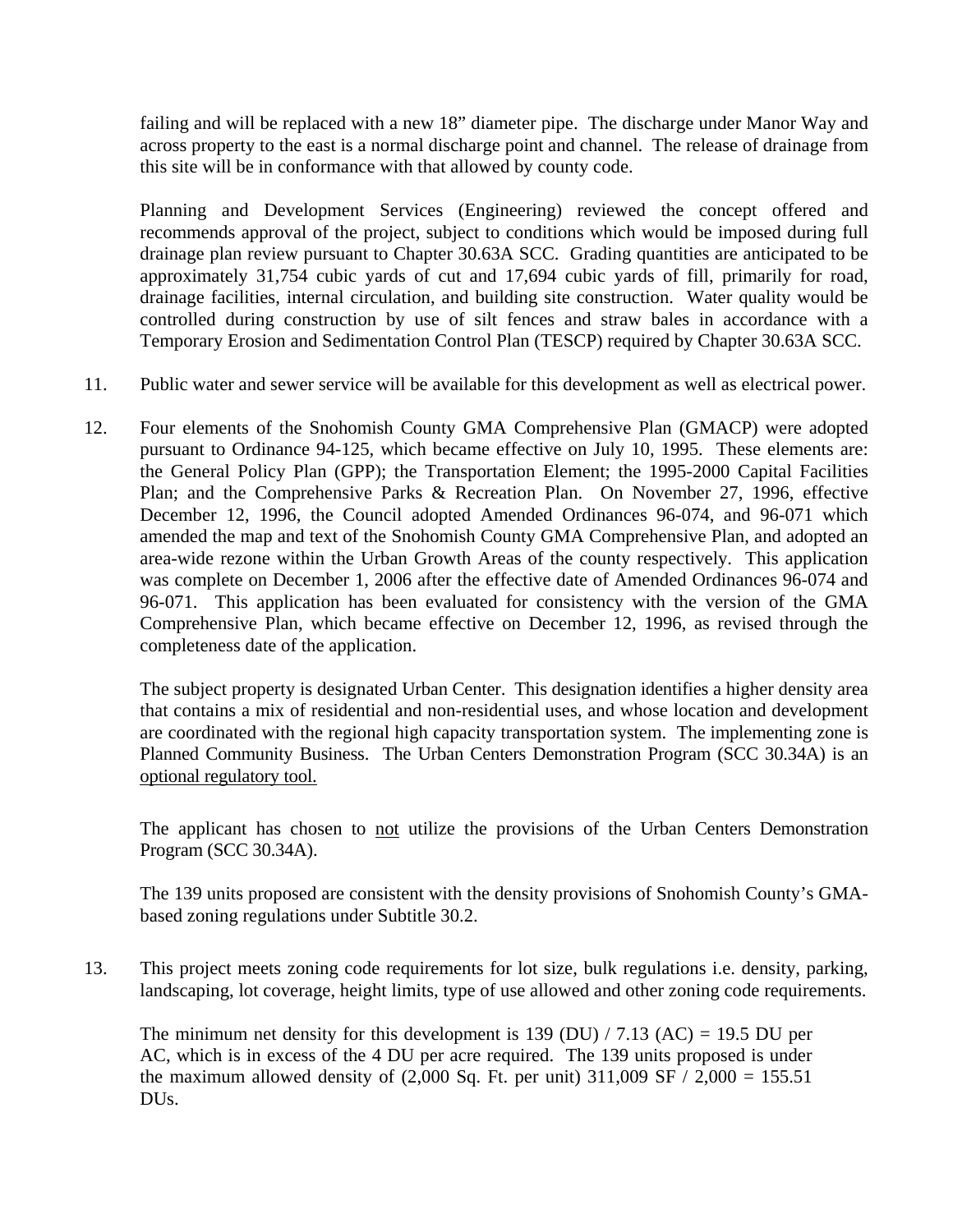failing and will be replaced with a new 18" diameter pipe. The discharge under Manor Way and across property to the east is a normal discharge point and channel. The release of drainage from this site will be in conformance with that allowed by county code.

Planning and Development Services (Engineering) reviewed the concept offered and recommends approval of the project, subject to conditions which would be imposed during full drainage plan review pursuant to Chapter 30.63A SCC. Grading quantities are anticipated to be approximately 31,754 cubic yards of cut and 17,694 cubic yards of fill, primarily for road, drainage facilities, internal circulation, and building site construction. Water quality would be controlled during construction by use of silt fences and straw bales in accordance with a Temporary Erosion and Sedimentation Control Plan (TESCP) required by Chapter 30.63A SCC.

11. Public water and sewer service will be available for this development as well as electrical power.

12. Four elements of the Snohomish County GMA Comprehensive Plan (GMACP) were adopted pursuant to Ordinance 94-125, which became effective on July 10, 1995. These elements are: the General Policy Plan (GPP); the Transportation Element; the 1995-2000 Capital Facilities Plan; and the Comprehensive Parks & Recreation Plan. On November 27, 1996, effective December 12, 1996, the Council adopted Amended Ordinances 96-074, and 96-071 which amended the map and text of the Snohomish County GMA Comprehensive Plan, and adopted an area-wide rezone within the Urban Growth Areas of the county respectively. This application was complete on December 1, 2006 after the effective date of Amended Ordinances 96-074 and 96-071. This application has been evaluated for consistency with the version of the GMA Comprehensive Plan, which became effective on December 12, 1996, as revised through the completeness date of the application.

    The subject property is designated Urban Center. This designation identifies a higher density area that contains a mix of residential and non-residential uses, and whose location and development are coordinated with the regional high capacity transportation system. The implementing zone is Planned Community Business. The Urban Centers Demonstration Program (SCC 30.34A) is an <u>optional regulatory tool.</u>

    The applicant has chosen to <u>not</u> utilize the provisions of the Urban Centers Demonstration Program (SCC 30.34A).

    The 139 units proposed are consistent with the density provisions of Snohomish County's GMA-based zoning regulations under Subtitle 30.2.

13. This project meets zoning code requirements for lot size, bulk regulations i.e. density, parking, landscaping, lot coverage, height limits, type of use allowed and other zoning code requirements.

    The minimum net density for this development is 139 (DU) / 7.13 (AC) = 19.5 DU per AC, which is in excess of the 4 DU per acre required. The 139 units proposed is under the maximum allowed density of (2,000 Sq. Ft. per unit) 311,009 SF / 2,000 = 155.51 DUs.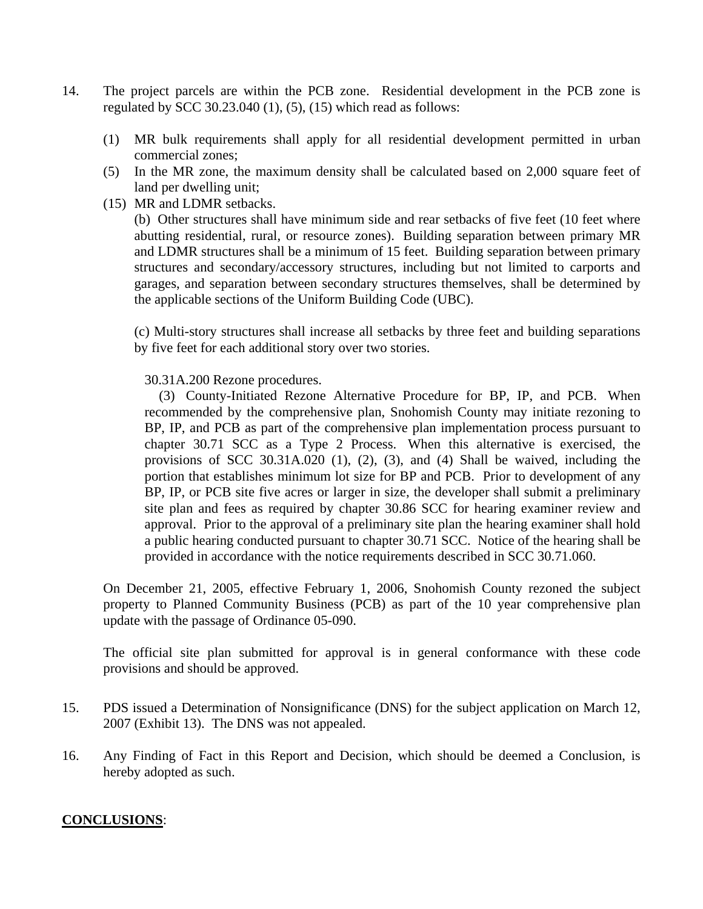14. The project parcels are within the PCB zone. Residential development in the PCB zone is regulated by SCC 30.23.040 (1), (5), (15) which read as follows:

    (1) MR bulk requirements shall apply for all residential development permitted in urban commercial zones;

    (5) In the MR zone, the maximum density shall be calculated based on 2,000 square feet of land per dwelling unit;

    (15) MR and LDMR setbacks.

    (b) Other structures shall have minimum side and rear setbacks of five feet (10 feet where abutting residential, rural, or resource zones). Building separation between primary MR and LDMR structures shall be a minimum of 15 feet. Building separation between primary structures and secondary/accessory structures, including but not limited to carports and garages, and separation between secondary structures themselves, shall be determined by the applicable sections of the Uniform Building Code (UBC).

    (c) Multi-story structures shall increase all setbacks by three feet and building separations by five feet for each additional story over two stories.

    30.31A.200 Rezone procedures.

    (3) County-Initiated Rezone Alternative Procedure for BP, IP, and PCB. When recommended by the comprehensive plan, Snohomish County may initiate rezoning to BP, IP, and PCB as part of the comprehensive plan implementation process pursuant to chapter 30.71 SCC as a Type 2 Process. When this alternative is exercised, the provisions of SCC 30.31A.020 (1), (2), (3), and (4) Shall be waived, including the portion that establishes minimum lot size for BP and PCB. Prior to development of any BP, IP, or PCB site five acres or larger in size, the developer shall submit a preliminary site plan and fees as required by chapter 30.86 SCC for hearing examiner review and approval. Prior to the approval of a preliminary site plan the hearing examiner shall hold a public hearing conducted pursuant to chapter 30.71 SCC. Notice of the hearing shall be provided in accordance with the notice requirements described in SCC 30.71.060.

    On December 21, 2005, effective February 1, 2006, Snohomish County rezoned the subject property to Planned Community Business (PCB) as part of the 10 year comprehensive plan update with the passage of Ordinance 05-090.

    The official site plan submitted for approval is in general conformance with these code provisions and should be approved.

15. PDS issued a Determination of Nonsignificance (DNS) for the subject application on March 12, 2007 (Exhibit 13). The DNS was not appealed.

16. Any Finding of Fact in this Report and Decision, which should be deemed a Conclusion, is hereby adopted as such.

**CONCLUSIONS**: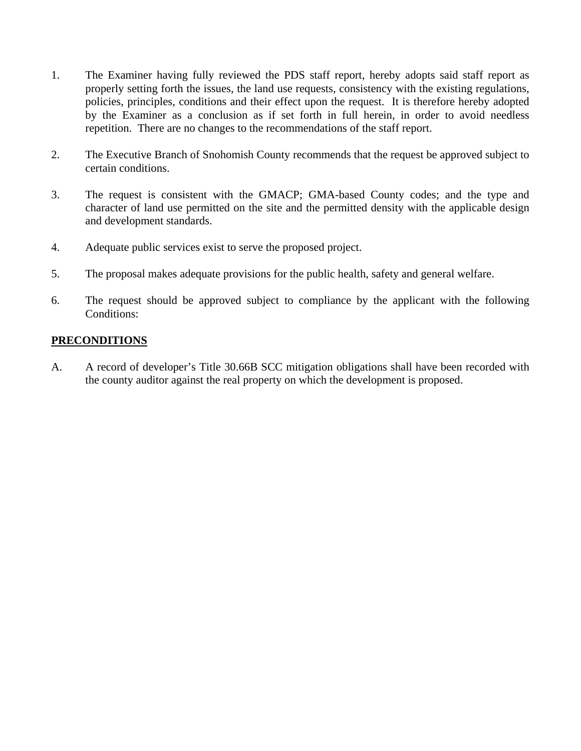1. The Examiner having fully reviewed the PDS staff report, hereby adopts said staff report as properly setting forth the issues, the land use requests, consistency with the existing regulations, policies, principles, conditions and their effect upon the request. It is therefore hereby adopted by the Examiner as a conclusion as if set forth in full herein, in order to avoid needless repetition. There are no changes to the recommendations of the staff report.

2. The Executive Branch of Snohomish County recommends that the request be approved subject to certain conditions.

3. The request is consistent with the GMACP; GMA-based County codes; and the type and character of land use permitted on the site and the permitted density with the applicable design and development standards.

4. Adequate public services exist to serve the proposed project.

5. The proposal makes adequate provisions for the public health, safety and general welfare.

6. The request should be approved subject to compliance by the applicant with the following Conditions:

**PRECONDITIONS**

A. A record of developer's Title 30.66B SCC mitigation obligations shall have been recorded with the county auditor against the real property on which the development is proposed.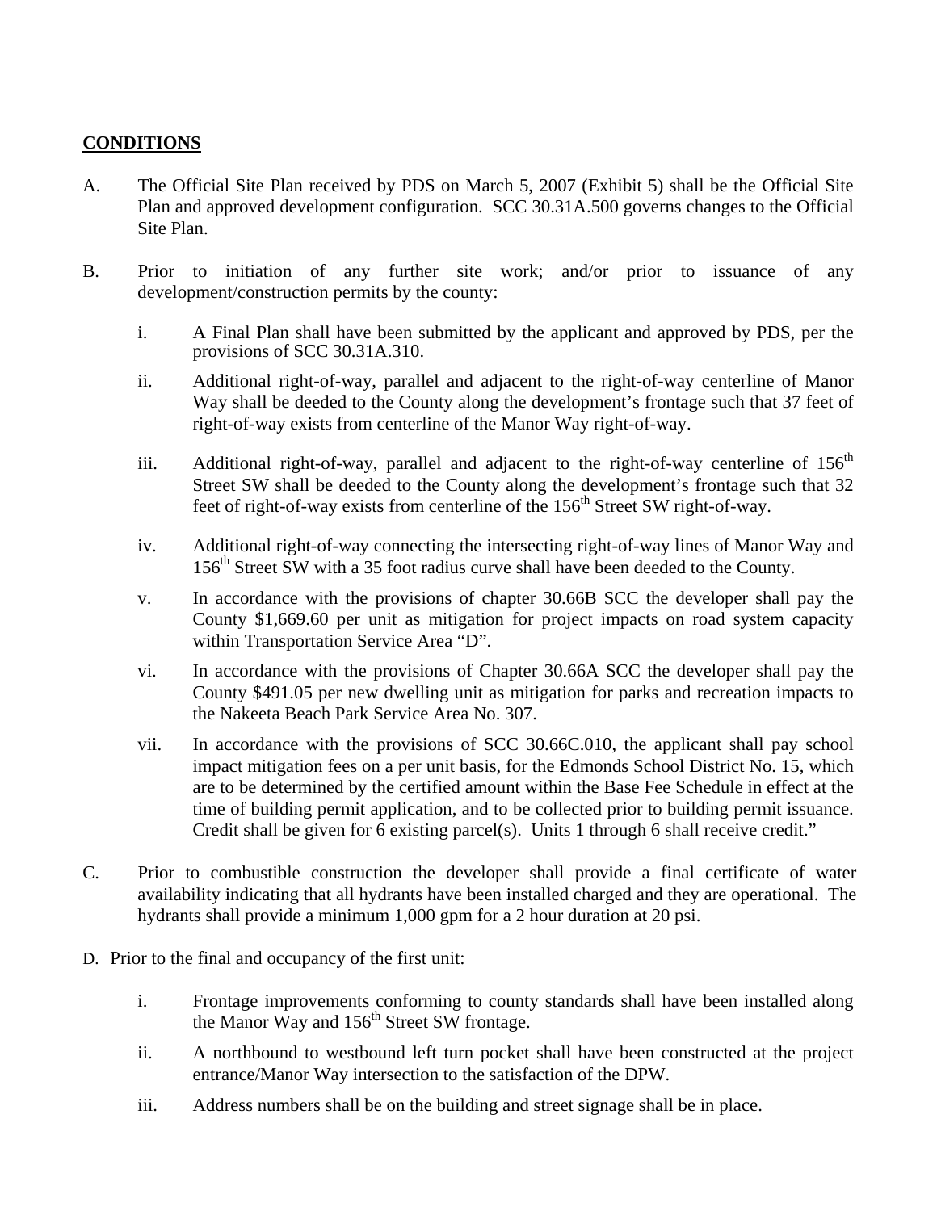**CONDITIONS**

A. The Official Site Plan received by PDS on March 5, 2007 (Exhibit 5) shall be the Official Site Plan and approved development configuration. SCC 30.31A.500 governs changes to the Official Site Plan.

B. Prior to initiation of any further site work; and/or prior to issuance of any development/construction permits by the county:

   i. A Final Plan shall have been submitted by the applicant and approved by PDS, per the provisions of SCC 30.31A.310.

   ii. Additional right-of-way, parallel and adjacent to the right-of-way centerline of Manor Way shall be deeded to the County along the development's frontage such that 37 feet of right-of-way exists from centerline of the Manor Way right-of-way.

   iii. Additional right-of-way, parallel and adjacent to the right-of-way centerline of 156th Street SW shall be deeded to the County along the development's frontage such that 32 feet of right-of-way exists from centerline of the 156th Street SW right-of-way.

   iv. Additional right-of-way connecting the intersecting right-of-way lines of Manor Way and 156th Street SW with a 35 foot radius curve shall have been deeded to the County.

   v. In accordance with the provisions of chapter 30.66B SCC the developer shall pay the County $1,669.60 per unit as mitigation for project impacts on road system capacity within Transportation Service Area "D".

   vi. In accordance with the provisions of Chapter 30.66A SCC the developer shall pay the County $491.05 per new dwelling unit as mitigation for parks and recreation impacts to the Nakeeta Beach Park Service Area No. 307.

   vii. In accordance with the provisions of SCC 30.66C.010, the applicant shall pay school impact mitigation fees on a per unit basis, for the Edmonds School District No. 15, which are to be determined by the certified amount within the Base Fee Schedule in effect at the time of building permit application, and to be collected prior to building permit issuance. Credit shall be given for 6 existing parcel(s). Units 1 through 6 shall receive credit."

C. Prior to combustible construction the developer shall provide a final certificate of water availability indicating that all hydrants have been installed charged and they are operational. The hydrants shall provide a minimum 1,000 gpm for a 2 hour duration at 20 psi.

D. Prior to the final and occupancy of the first unit:

   i. Frontage improvements conforming to county standards shall have been installed along the Manor Way and 156th Street SW frontage.

   ii. A northbound to westbound left turn pocket shall have been constructed at the project entrance/Manor Way intersection to the satisfaction of the DPW.

   iii. Address numbers shall be on the building and street signage shall be in place.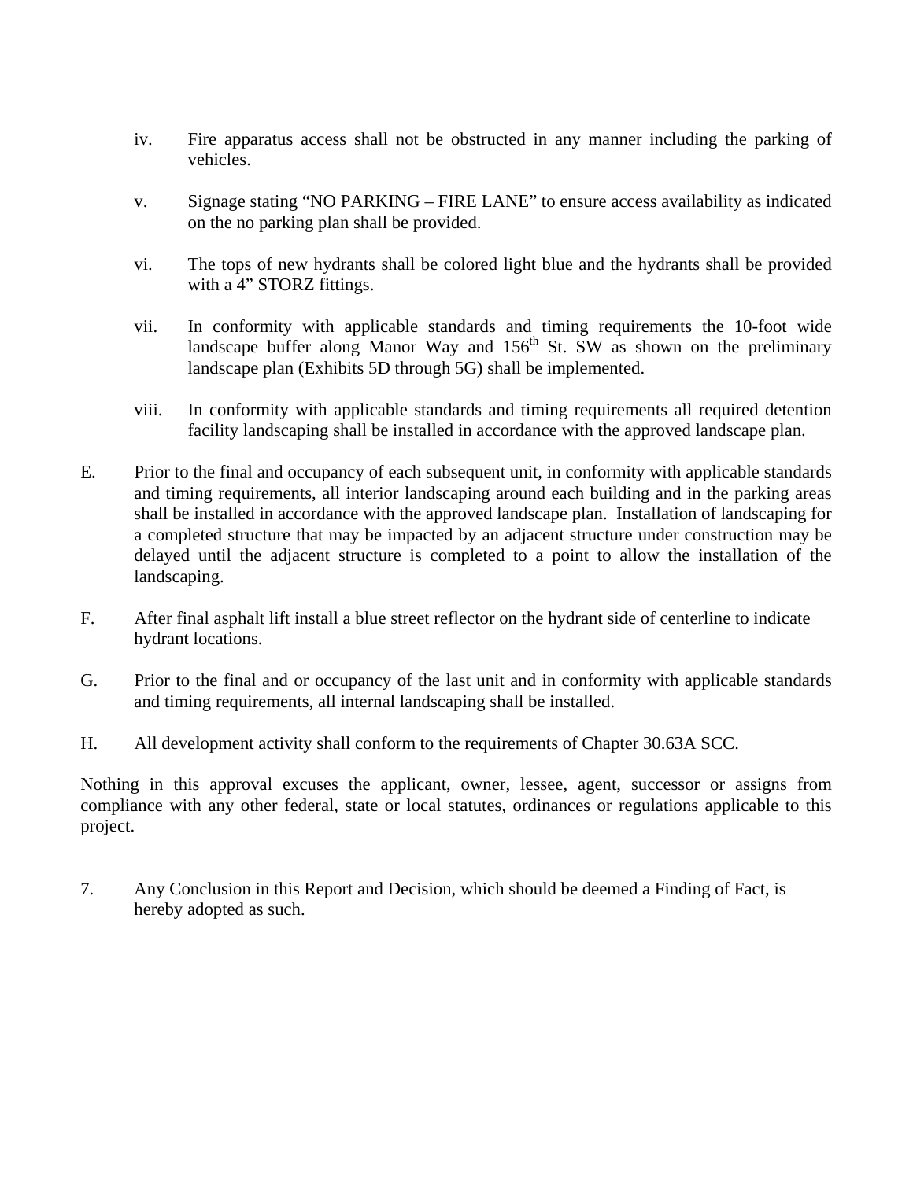iv. Fire apparatus access shall not be obstructed in any manner including the parking of vehicles.

v. Signage stating "NO PARKING – FIRE LANE" to ensure access availability as indicated on the no parking plan shall be provided.

vi. The tops of new hydrants shall be colored light blue and the hydrants shall be provided with a 4" STORZ fittings.

vii. In conformity with applicable standards and timing requirements the 10-foot wide landscape buffer along Manor Way and 156th St. SW as shown on the preliminary landscape plan (Exhibits 5D through 5G) shall be implemented.

viii. In conformity with applicable standards and timing requirements all required detention facility landscaping shall be installed in accordance with the approved landscape plan.

E. Prior to the final and occupancy of each subsequent unit, in conformity with applicable standards and timing requirements, all interior landscaping around each building and in the parking areas shall be installed in accordance with the approved landscape plan. Installation of landscaping for a completed structure that may be impacted by an adjacent structure under construction may be delayed until the adjacent structure is completed to a point to allow the installation of the landscaping.

F. After final asphalt lift install a blue street reflector on the hydrant side of centerline to indicate hydrant locations.

G. Prior to the final and or occupancy of the last unit and in conformity with applicable standards and timing requirements, all internal landscaping shall be installed.

H. All development activity shall conform to the requirements of Chapter 30.63A SCC.

Nothing in this approval excuses the applicant, owner, lessee, agent, successor or assigns from compliance with any other federal, state or local statutes, ordinances or regulations applicable to this project.

7. Any Conclusion in this Report and Decision, which should be deemed a Finding of Fact, is hereby adopted as such.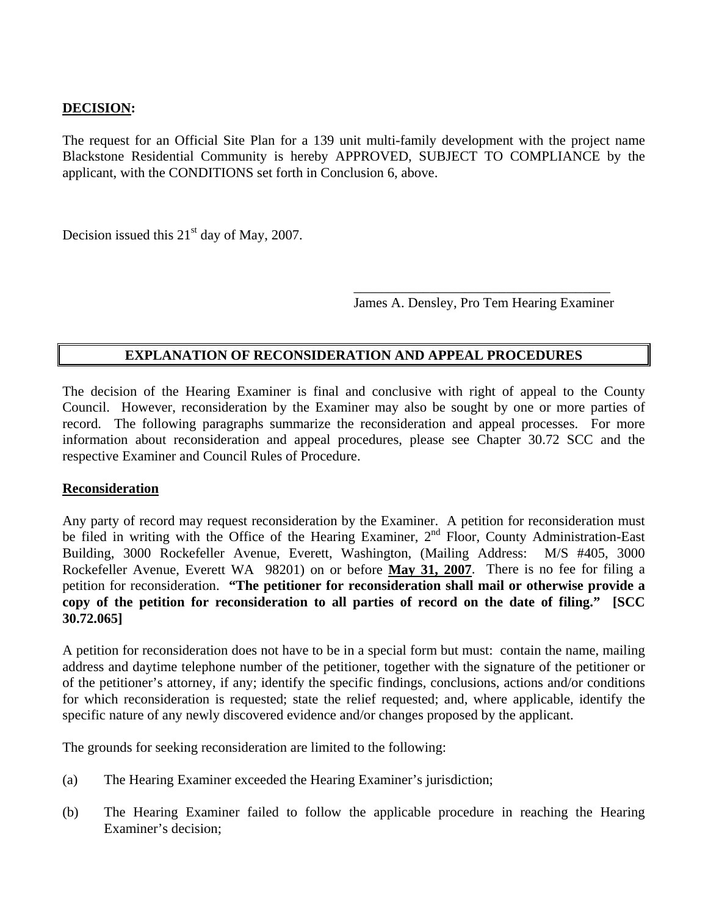**DECISION:**

The request for an Official Site Plan for a 139 unit multi-family development with the project name Blackstone Residential Community is hereby APPROVED, SUBJECT TO COMPLIANCE by the applicant, with the CONDITIONS set forth in Conclusion 6, above.

Decision issued this 21st day of May, 2007.

\_\_\_\_\_\_\_\_\_\_\_\_\_\_\_\_\_\_\_\_\_\_\_\_\_\_\_\_\_\_\_\_\_\_\_\_\_\_
James A. Densley, Pro Tem Hearing Examiner

## EXPLANATION OF RECONSIDERATION AND APPEAL PROCEDURES

The decision of the Hearing Examiner is final and conclusive with right of appeal to the County Council. However, reconsideration by the Examiner may also be sought by one or more parties of record. The following paragraphs summarize the reconsideration and appeal processes. For more information about reconsideration and appeal procedures, please see Chapter 30.72 SCC and the respective Examiner and Council Rules of Procedure.

**Reconsideration**

Any party of record may request reconsideration by the Examiner. A petition for reconsideration must be filed in writing with the Office of the Hearing Examiner, 2nd Floor, County Administration-East Building, 3000 Rockefeller Avenue, Everett, Washington, (Mailing Address: M/S #405, 3000 Rockefeller Avenue, Everett WA 98201) on or before **May 31, 2007**. There is no fee for filing a petition for reconsideration. **"The petitioner for reconsideration shall mail or otherwise provide a copy of the petition for reconsideration to all parties of record on the date of filing." [SCC 30.72.065]**

A petition for reconsideration does not have to be in a special form but must: contain the name, mailing address and daytime telephone number of the petitioner, together with the signature of the petitioner or of the petitioner's attorney, if any; identify the specific findings, conclusions, actions and/or conditions for which reconsideration is requested; state the relief requested; and, where applicable, identify the specific nature of any newly discovered evidence and/or changes proposed by the applicant.

The grounds for seeking reconsideration are limited to the following:

(a) The Hearing Examiner exceeded the Hearing Examiner's jurisdiction;

(b) The Hearing Examiner failed to follow the applicable procedure in reaching the Hearing Examiner's decision;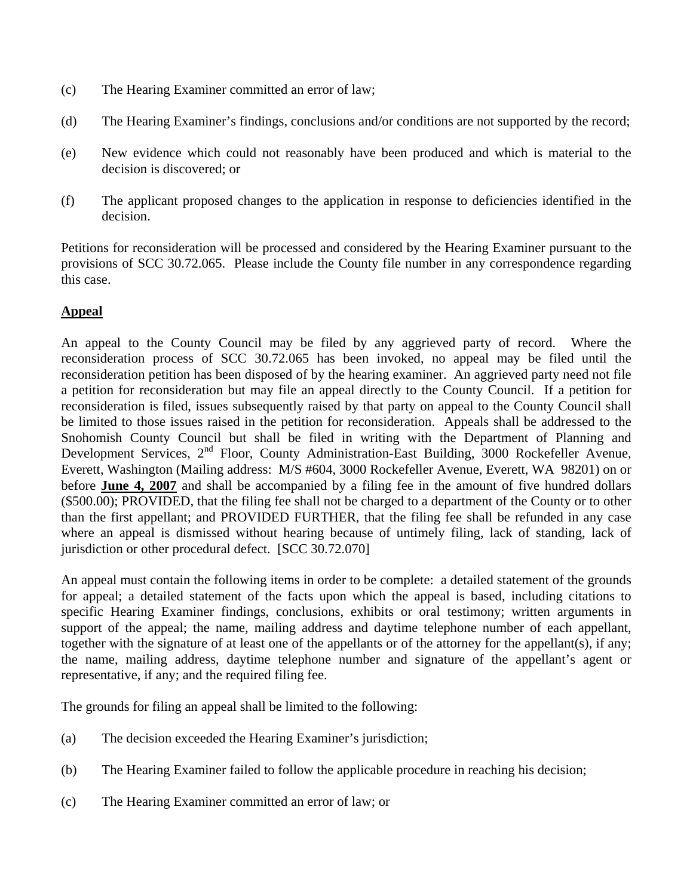(c) The Hearing Examiner committed an error of law;

(d) The Hearing Examiner's findings, conclusions and/or conditions are not supported by the record;

(e) New evidence which could not reasonably have been produced and which is material to the decision is discovered; or

(f) The applicant proposed changes to the application in response to deficiencies identified in the decision.

Petitions for reconsideration will be processed and considered by the Hearing Examiner pursuant to the provisions of SCC 30.72.065. Please include the County file number in any correspondence regarding this case.

## Appeal

An appeal to the County Council may be filed by any aggrieved party of record. Where the reconsideration process of SCC 30.72.065 has been invoked, no appeal may be filed until the reconsideration petition has been disposed of by the hearing examiner. An aggrieved party need not file a petition for reconsideration but may file an appeal directly to the County Council. If a petition for reconsideration is filed, issues subsequently raised by that party on appeal to the County Council shall be limited to those issues raised in the petition for reconsideration. Appeals shall be addressed to the Snohomish County Council but shall be filed in writing with the Department of Planning and Development Services, 2nd Floor, County Administration-East Building, 3000 Rockefeller Avenue, Everett, Washington (Mailing address: M/S #604, 3000 Rockefeller Avenue, Everett, WA 98201) on or before **June 4, 2007** and shall be accompanied by a filing fee in the amount of five hundred dollars ($500.00); PROVIDED, that the filing fee shall not be charged to a department of the County or to other than the first appellant; and PROVIDED FURTHER, that the filing fee shall be refunded in any case where an appeal is dismissed without hearing because of untimely filing, lack of standing, lack of jurisdiction or other procedural defect. [SCC 30.72.070]

An appeal must contain the following items in order to be complete: a detailed statement of the grounds for appeal; a detailed statement of the facts upon which the appeal is based, including citations to specific Hearing Examiner findings, conclusions, exhibits or oral testimony; written arguments in support of the appeal; the name, mailing address and daytime telephone number of each appellant, together with the signature of at least one of the appellants or of the attorney for the appellant(s), if any; the name, mailing address, daytime telephone number and signature of the appellant's agent or representative, if any; and the required filing fee.

The grounds for filing an appeal shall be limited to the following:

(a) The decision exceeded the Hearing Examiner's jurisdiction;

(b) The Hearing Examiner failed to follow the applicable procedure in reaching his decision;

(c) The Hearing Examiner committed an error of law; or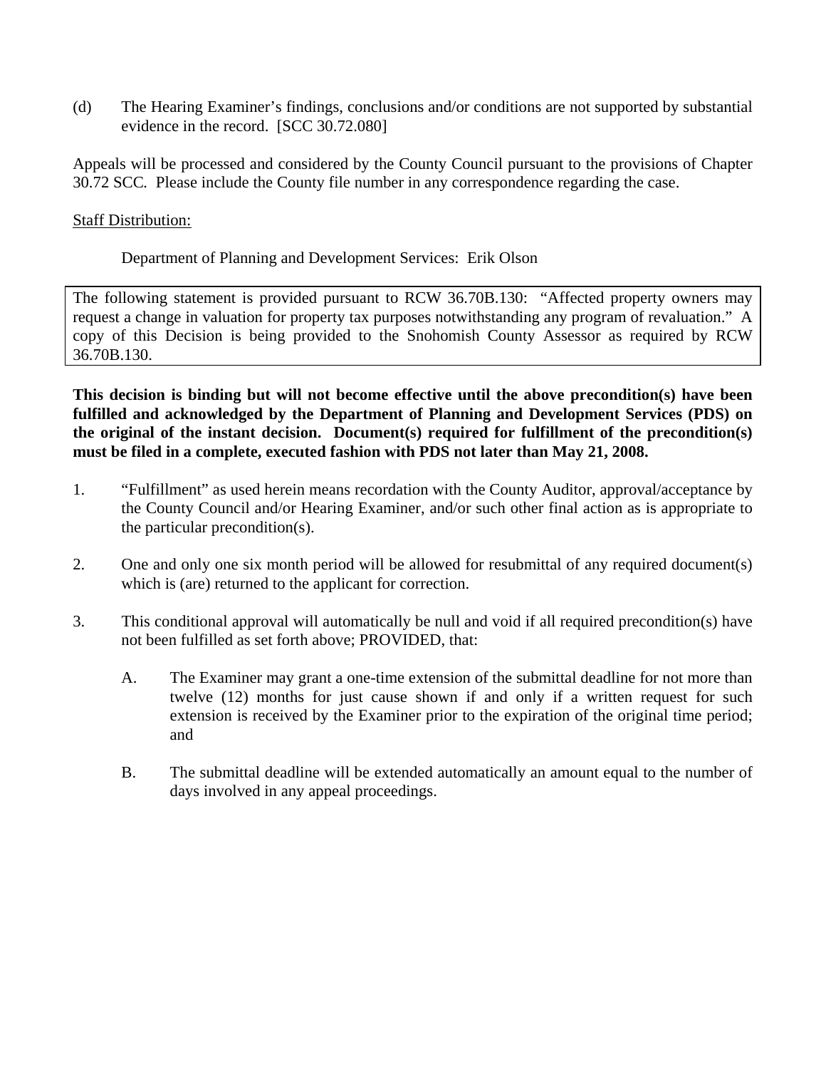(d) The Hearing Examiner's findings, conclusions and/or conditions are not supported by substantial evidence in the record. [SCC 30.72.080]

Appeals will be processed and considered by the County Council pursuant to the provisions of Chapter 30.72 SCC. Please include the County file number in any correspondence regarding the case.

Staff Distribution:

Department of Planning and Development Services: Erik Olson

The following statement is provided pursuant to RCW 36.70B.130: "Affected property owners may request a change in valuation for property tax purposes notwithstanding any program of revaluation." A copy of this Decision is being provided to the Snohomish County Assessor as required by RCW 36.70B.130.

**This decision is binding but will not become effective until the above precondition(s) have been fulfilled and acknowledged by the Department of Planning and Development Services (PDS) on the original of the instant decision. Document(s) required for fulfillment of the precondition(s) must be filed in a complete, executed fashion with PDS not later than May 21, 2008.**

1. "Fulfillment" as used herein means recordation with the County Auditor, approval/acceptance by the County Council and/or Hearing Examiner, and/or such other final action as is appropriate to the particular precondition(s).

2. One and only one six month period will be allowed for resubmittal of any required document(s) which is (are) returned to the applicant for correction.

3. This conditional approval will automatically be null and void if all required precondition(s) have not been fulfilled as set forth above; PROVIDED, that:

   A. The Examiner may grant a one-time extension of the submittal deadline for not more than twelve (12) months for just cause shown if and only if a written request for such extension is received by the Examiner prior to the expiration of the original time period; and

   B. The submittal deadline will be extended automatically an amount equal to the number of days involved in any appeal proceedings.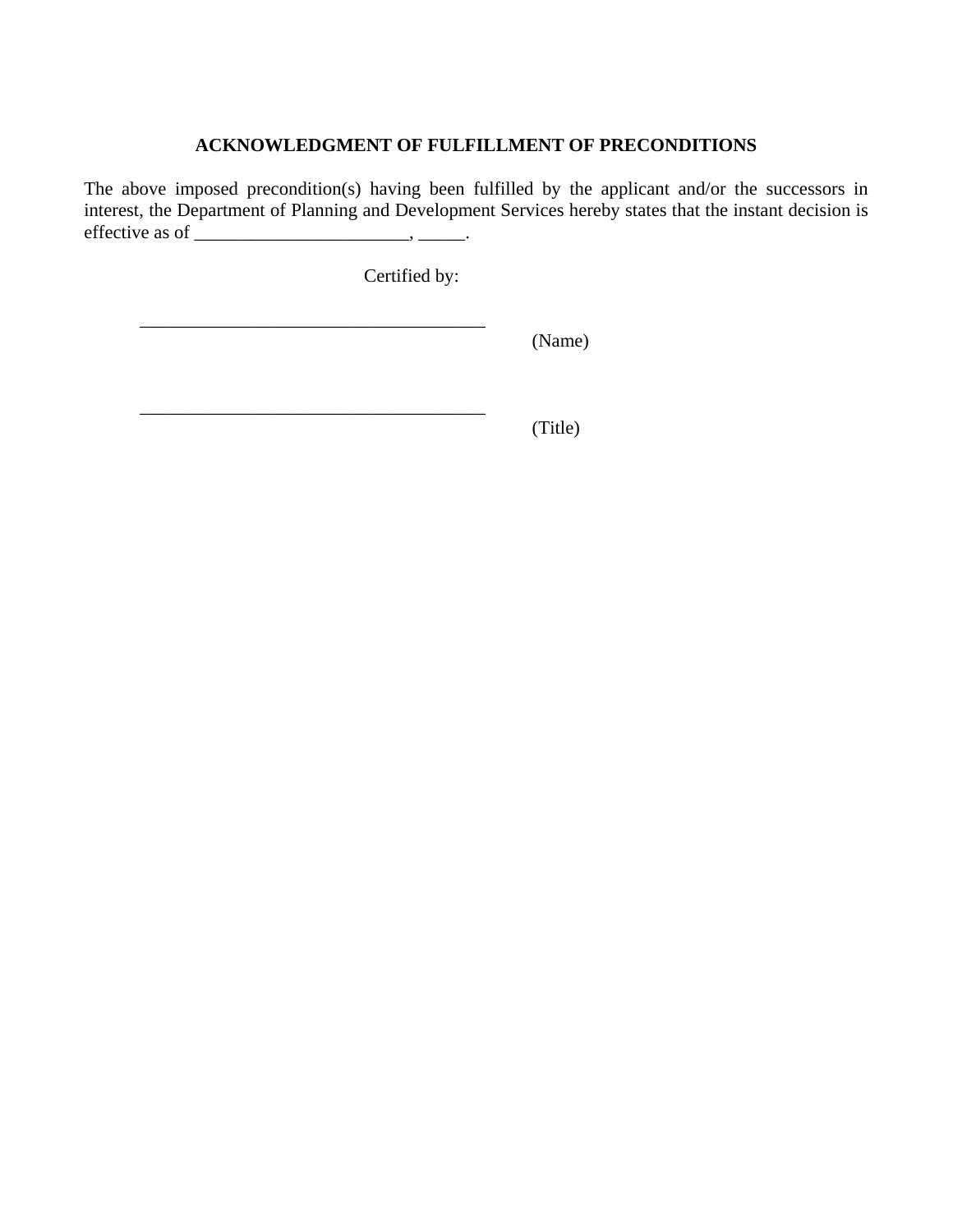**ACKNOWLEDGMENT OF FULFILLMENT OF PRECONDITIONS**

The above imposed precondition(s) having been fulfilled by the applicant and/or the successors in interest, the Department of Planning and Development Services hereby states that the instant decision is effective as of _______________________, _____.

Certified by:

_____________________________________ (Name)

_____________________________________ (Title)